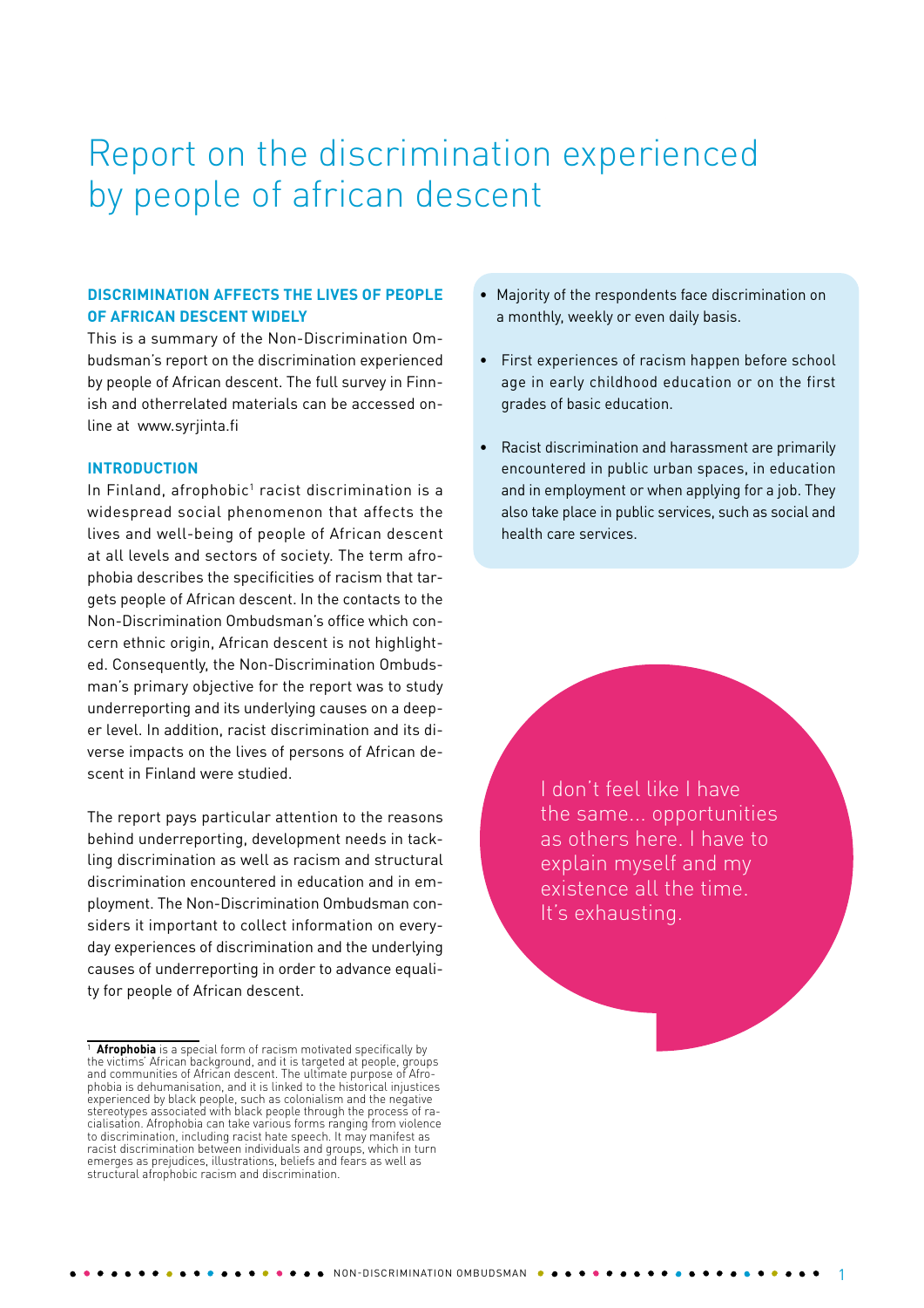# Report on the discrimination experienced by people of african descent

## DISCRIMINATION AFFECTS THE LIVES OF PEOPLE OF AFRICAN DESCENT WIDELY

This is a summary of the Non-Discrimination Ombudsman's report on the discrimination experienced by people of African descent. The full survey in Finnish and otherrelated materials can be accessed online at www.syrjinta.fi

## INTRODUCTION

In Finland, afrophobic[1] racist discrimination is a widespread social phenomenon that affects the lives and well-being of people of African descent at all levels and sectors of society. The term afrophobia describes the specificities of racism that targets people of African descent. In the contacts to the Non-Discrimination Ombudsman's office which concern ethnic origin, African descent is not highlighted. Consequently, the Non-Discrimination Ombudsman's primary objective for the report was to study underreporting and its underlying causes on a deeper level. In addition, racist discrimination and its diverse impacts on the lives of persons of African descent in Finland were studied.

The report pays particular attention to the reasons behind underreporting, development needs in tackling discrimination as well as racism and structural discrimination encountered in education and in employment. The Non-Discrimination Ombudsman considers it important to collect information on everyday experiences of discrimination and the underlying causes of underreporting in order to advance equality for people of African descent.

- Majority of the respondents face discrimination on a monthly, weekly or even daily basis.
- First experiences of racism happen before school age in early childhood education or on the first grades of basic education.
- Racist discrimination and harassment are primarily encountered in public urban spaces, in education and in employment or when applying for a job. They also take place in public services, such as social and health care services.

> I don't feel like I have the same... opportunities as others here. I have to explain myself and my existence all the time. It's exhausting.

[1] **Afrophobia** is a special form of racism motivated specifically by the victims' African background, and it is targeted at people, groups and communities of African descent. The ultimate purpose of Afrophobia is dehumanisation, and it is linked to the historical injustices experienced by black people, such as colonialism and the negative stereotypes associated with black people through the process of racialisation. Afrophobia can take various forms ranging from violence to discrimination, including racist hate speech. It may manifest as racist discrimination between individuals and groups, which in turn emerges as prejudices, illustrations, beliefs and fears as well as structural afrophobic racism and discrimination.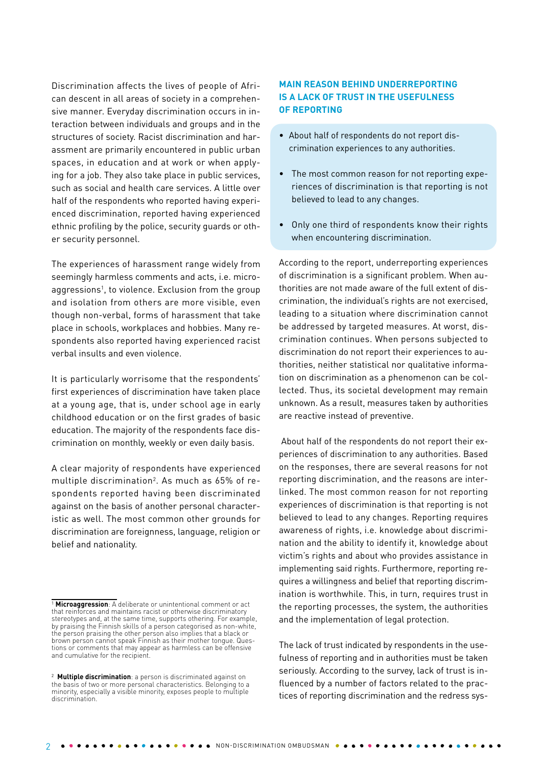Discrimination affects the lives of people of African descent in all areas of society in a comprehensive manner. Everyday discrimination occurs in interaction between individuals and groups and in the structures of society. Racist discrimination and harassment are primarily encountered in public urban spaces, in education and at work or when applying for a job. They also take place in public services, such as social and health care services. A little over half of the respondents who reported having experienced discrimination, reported having experienced ethnic profiling by the police, security guards or other security personnel.

The experiences of harassment range widely from seemingly harmless comments and acts, i.e. microaggressions[1], to violence. Exclusion from the group and isolation from others are more visible, even though non-verbal, forms of harassment that take place in schools, workplaces and hobbies. Many respondents also reported having experienced racist verbal insults and even violence.

It is particularly worrisome that the respondents' first experiences of discrimination have taken place at a young age, that is, under school age in early childhood education or on the first grades of basic education. The majority of the respondents face discrimination on monthly, weekly or even daily basis.

A clear majority of respondents have experienced multiple discrimination[2]. As much as 65% of respondents reported having been discriminated against on the basis of another personal characteristic as well. The most common other grounds for discrimination are foreignness, language, religion or belief and nationality.

## MAIN REASON BEHIND UNDERREPORTING IS A LACK OF TRUST IN THE USEFULNESS OF REPORTING

- About half of respondents do not report discrimination experiences to any authorities.
- The most common reason for not reporting experiences of discrimination is that reporting is not believed to lead to any changes.
- Only one third of respondents know their rights when encountering discrimination.

According to the report, underreporting experiences of discrimination is a significant problem. When authorities are not made aware of the full extent of discrimination, the individual's rights are not exercised, leading to a situation where discrimination cannot be addressed by targeted measures. At worst, discrimination continues. When persons subjected to discrimination do not report their experiences to authorities, neither statistical nor qualitative information on discrimination as a phenomenon can be collected. Thus, its societal development may remain unknown. As a result, measures taken by authorities are reactive instead of preventive.

About half of the respondents do not report their experiences of discrimination to any authorities. Based on the responses, there are several reasons for not reporting discrimination, and the reasons are interlinked. The most common reason for not reporting experiences of discrimination is that reporting is not believed to lead to any changes. Reporting requires awareness of rights, i.e. knowledge about discrimination and the ability to identify it, knowledge about victim's rights and about who provides assistance in implementing said rights. Furthermore, reporting requires a willingness and belief that reporting discrimination is worthwhile. This, in turn, requires trust in the reporting processes, the system, the authorities and the implementation of legal protection.

The lack of trust indicated by respondents in the usefulness of reporting and in authorities must be taken seriously. According to the survey, lack of trust is influenced by a number of factors related to the practices of reporting discrimination and the redress sys-

---

[1] **Microaggression**: A deliberate or unintentional comment or act that reinforces and maintains racist or otherwise discriminatory stereotypes and, at the same time, supports othering. For example, by praising the Finnish skills of a person categorised as non-white, the person praising the other person also implies that a black or brown person cannot speak Finnish as their mother tongue. Questions or comments that may appear as harmless can be offensive and cumulative for the recipient.

[2] **Multiple discrimination**: a person is discriminated against on the basis of two or more personal characteristics. Belonging to a minority, especially a visible minority, exposes people to multiple discrimination.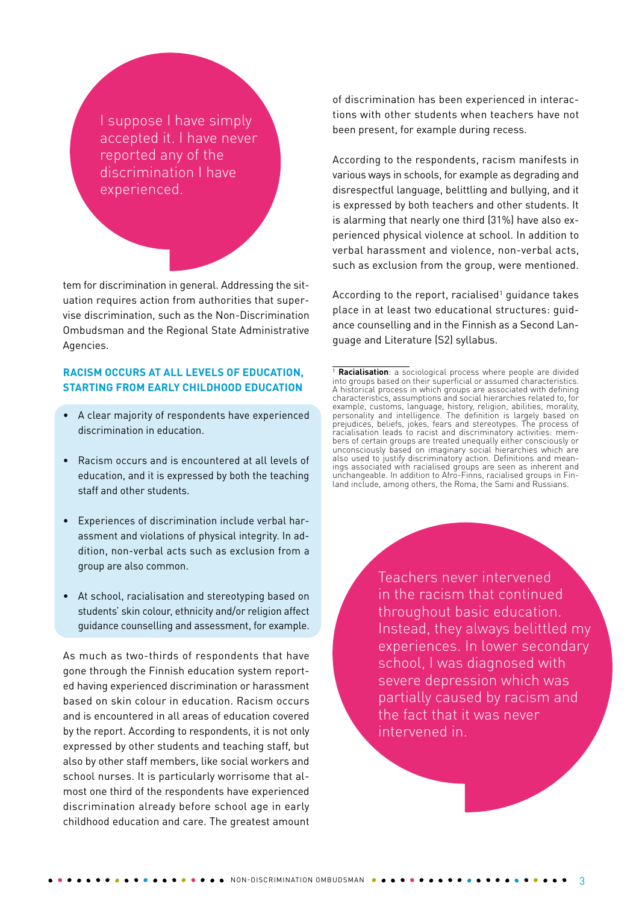> I suppose I have simply accepted it. I have never reported any of the discrimination I have experienced.

tem for discrimination in general. Addressing the situation requires action from authorities that supervise discrimination, such as the Non-Discrimination Ombudsman and the Regional State Administrative Agencies.

### RACISM OCCURS AT ALL LEVELS OF EDUCATION, STARTING FROM EARLY CHILDHOOD EDUCATION

- A clear majority of respondents have experienced discrimination in education.
- Racism occurs and is encountered at all levels of education, and it is expressed by both the teaching staff and other students.
- Experiences of discrimination include verbal harassment and violations of physical integrity. In addition, non-verbal acts such as exclusion from a group are also common.
- At school, racialisation and stereotyping based on students' skin colour, ethnicity and/or religion affect guidance counselling and assessment, for example.

As much as two-thirds of respondents that have gone through the Finnish education system reported having experienced discrimination or harassment based on skin colour in education. Racism occurs and is encountered in all areas of education covered by the report. According to respondents, it is not only expressed by other students and teaching staff, but also by other staff members, like social workers and school nurses. It is particularly worrisome that almost one third of the respondents have experienced discrimination already before school age in early childhood education and care. The greatest amount of discrimination has been experienced in interactions with other students when teachers have not been present, for example during recess.

According to the respondents, racism manifests in various ways in schools, for example as degrading and disrespectful language, belittling and bullying, and it is expressed by both teachers and other students. It is alarming that nearly one third (31%) have also experienced physical violence at school. In addition to verbal harassment and violence, non-verbal acts, such as exclusion from the group, were mentioned.

According to the report, racialised[1] guidance takes place in at least two educational structures: guidance counselling and in the Finnish as a Second Language and Literature (S2) syllabus.

[1] **Racialisation**: a sociological process where people are divided into groups based on their superficial or assumed characteristics. A historical process in which groups are associated with defining characteristics, assumptions and social hierarchies related to, for example, customs, language, history, religion, abilities, morality, personality and intelligence. The definition is largely based on prejudices, beliefs, jokes, fears and stereotypes. The process of racialisation leads to racist and discriminatory activities: members of certain groups are treated unequally either consciously or unconsciously based on imaginary social hierarchies which are also used to justify discriminatory action. Definitions and meanings associated with racialised groups are seen as inherent and unchangeable. In addition to Afro-Finns, racialised groups in Finland include, among others, the Roma, the Sami and Russians.

> Teachers never intervened in the racism that continued throughout basic education. Instead, they always belittled my experiences. In lower secondary school, I was diagnosed with severe depression which was partially caused by racism and the fact that it was never intervened in.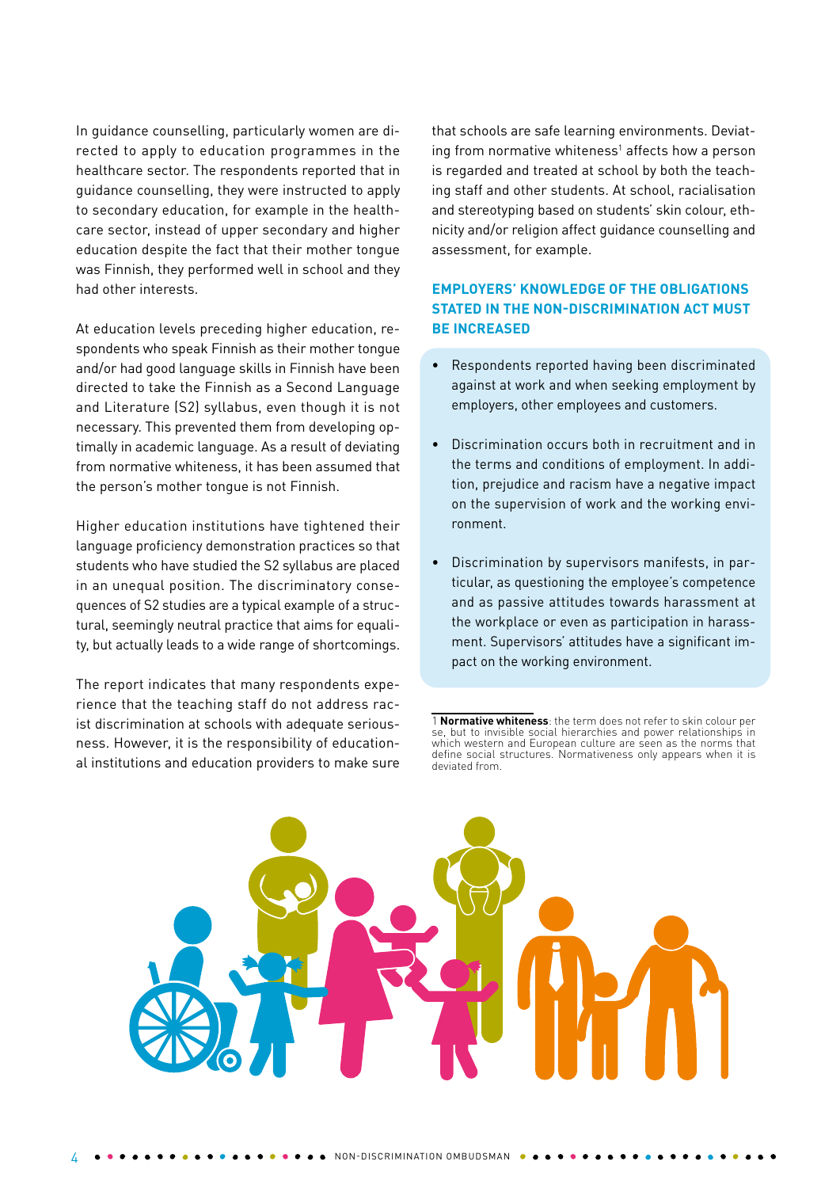In guidance counselling, particularly women are directed to apply to education programmes in the healthcare sector. The respondents reported that in guidance counselling, they were instructed to apply to secondary education, for example in the healthcare sector, instead of upper secondary and higher education despite the fact that their mother tongue was Finnish, they performed well in school and they had other interests.

At education levels preceding higher education, respondents who speak Finnish as their mother tongue and/or had good language skills in Finnish have been directed to take the Finnish as a Second Language and Literature (S2) syllabus, even though it is not necessary. This prevented them from developing optimally in academic language. As a result of deviating from normative whiteness, it has been assumed that the person's mother tongue is not Finnish.

Higher education institutions have tightened their language proficiency demonstration practices so that students who have studied the S2 syllabus are placed in an unequal position. The discriminatory consequences of S2 studies are a typical example of a structural, seemingly neutral practice that aims for equality, but actually leads to a wide range of shortcomings.

The report indicates that many respondents experience that the teaching staff do not address racist discrimination at schools with adequate seriousness. However, it is the responsibility of educational institutions and education providers to make sure that schools are safe learning environments. Deviating from normative whiteness[1] affects how a person is regarded and treated at school by both the teaching staff and other students. At school, racialisation and stereotyping based on students' skin colour, ethnicity and/or religion affect guidance counselling and assessment, for example.

## EMPLOYERS' KNOWLEDGE OF THE OBLIGATIONS STATED IN THE NON-DISCRIMINATION ACT MUST BE INCREASED

- Respondents reported having been discriminated against at work and when seeking employment by employers, other employees and customers.
- Discrimination occurs both in recruitment and in the terms and conditions of employment. In addition, prejudice and racism have a negative impact on the supervision of work and the working environment.
- Discrimination by supervisors manifests, in particular, as questioning the employee's competence and as passive attitudes towards harassment at the workplace or even as participation in harassment. Supervisors' attitudes have a significant impact on the working environment.

1 **Normative whiteness**: the term does not refer to skin colour per se, but to invisible social hierarchies and power relationships in which western and European culture are seen as the norms that define social structures. Normativeness only appears when it is deviated from.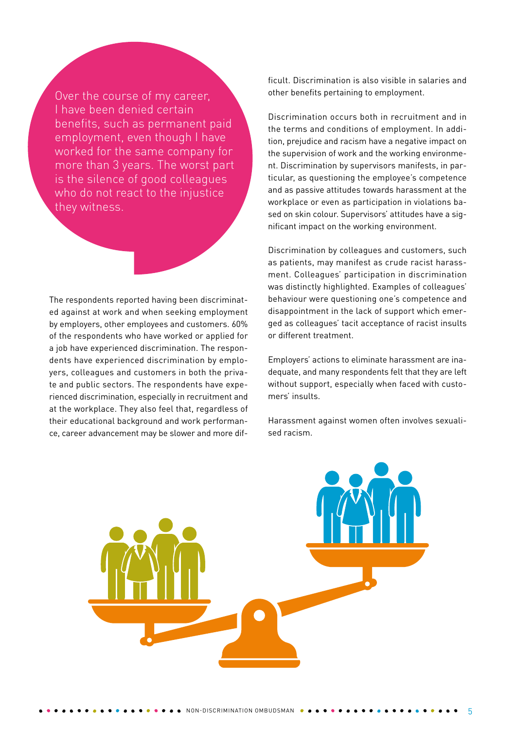> Over the course of my career, I have been denied certain benefits, such as permanent paid employment, even though I have worked for the same company for more than 3 years. The worst part is the silence of good colleagues who do not react to the injustice they witness.

The respondents reported having been discriminated against at work and when seeking employment by employers, other employees and customers. 60% of the respondents who have worked or applied for a job have experienced discrimination. The respondents have experienced discrimination by employers, colleagues and customers in both the private and public sectors. The respondents have experienced discrimination, especially in recruitment and at the workplace. They also feel that, regardless of their educational background and work performance, career advancement may be slower and more difficult. Discrimination is also visible in salaries and other benefits pertaining to employment.

Discrimination occurs both in recruitment and in the terms and conditions of employment. In addition, prejudice and racism have a negative impact on the supervision of work and the working environment. Discrimination by supervisors manifests, in particular, as questioning the employee's competence and as passive attitudes towards harassment at the workplace or even as participation in violations based on skin colour. Supervisors' attitudes have a significant impact on the working environment.

Discrimination by colleagues and customers, such as patients, may manifest as crude racist harassment. Colleagues' participation in discrimination was distinctly highlighted. Examples of colleagues' behaviour were questioning one's competence and disappointment in the lack of support which emerged as colleagues' tacit acceptance of racist insults or different treatment.

Employers' actions to eliminate harassment are inadequate, and many respondents felt that they are left without support, especially when faced with customers' insults.

Harassment against women often involves sexualised racism.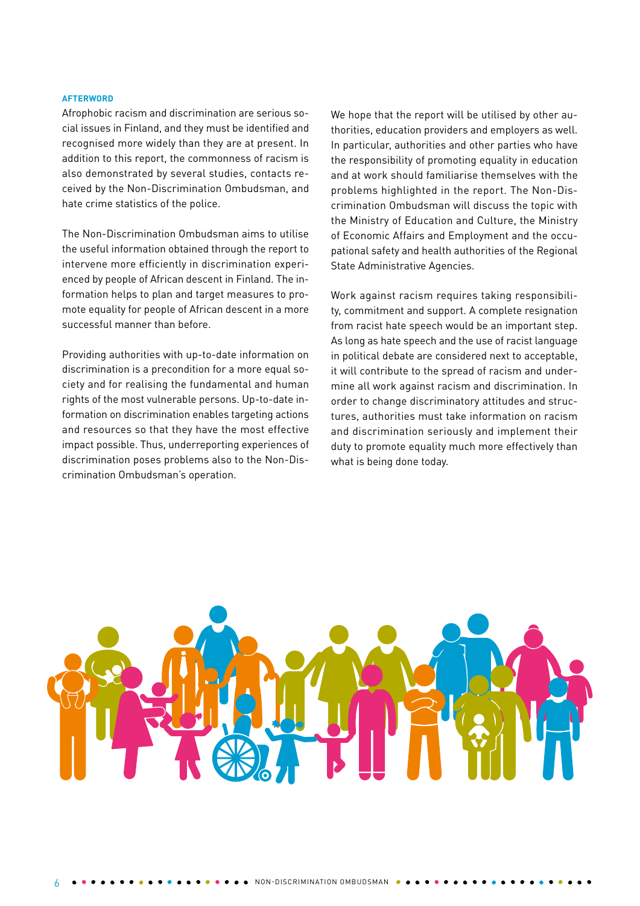## AFTERWORD

Afrophobic racism and discrimination are serious social issues in Finland, and they must be identified and recognised more widely than they are at present. In addition to this report, the commonness of racism is also demonstrated by several studies, contacts received by the Non-Discrimination Ombudsman, and hate crime statistics of the police.

The Non-Discrimination Ombudsman aims to utilise the useful information obtained through the report to intervene more efficiently in discrimination experienced by people of African descent in Finland. The information helps to plan and target measures to promote equality for people of African descent in a more successful manner than before.

Providing authorities with up-to-date information on discrimination is a precondition for a more equal society and for realising the fundamental and human rights of the most vulnerable persons. Up-to-date information on discrimination enables targeting actions and resources so that they have the most effective impact possible. Thus, underreporting experiences of discrimination poses problems also to the Non-Discrimination Ombudsman's operation.

We hope that the report will be utilised by other authorities, education providers and employers as well. In particular, authorities and other parties who have the responsibility of promoting equality in education and at work should familiarise themselves with the problems highlighted in the report. The Non-Discrimination Ombudsman will discuss the topic with the Ministry of Education and Culture, the Ministry of Economic Affairs and Employment and the occupational safety and health authorities of the Regional State Administrative Agencies.

Work against racism requires taking responsibility, commitment and support. A complete resignation from racist hate speech would be an important step. As long as hate speech and the use of racist language in political debate are considered next to acceptable, it will contribute to the spread of racism and undermine all work against racism and discrimination. In order to change discriminatory attitudes and structures, authorities must take information on racism and discrimination seriously and implement their duty to promote equality much more effectively than what is being done today.